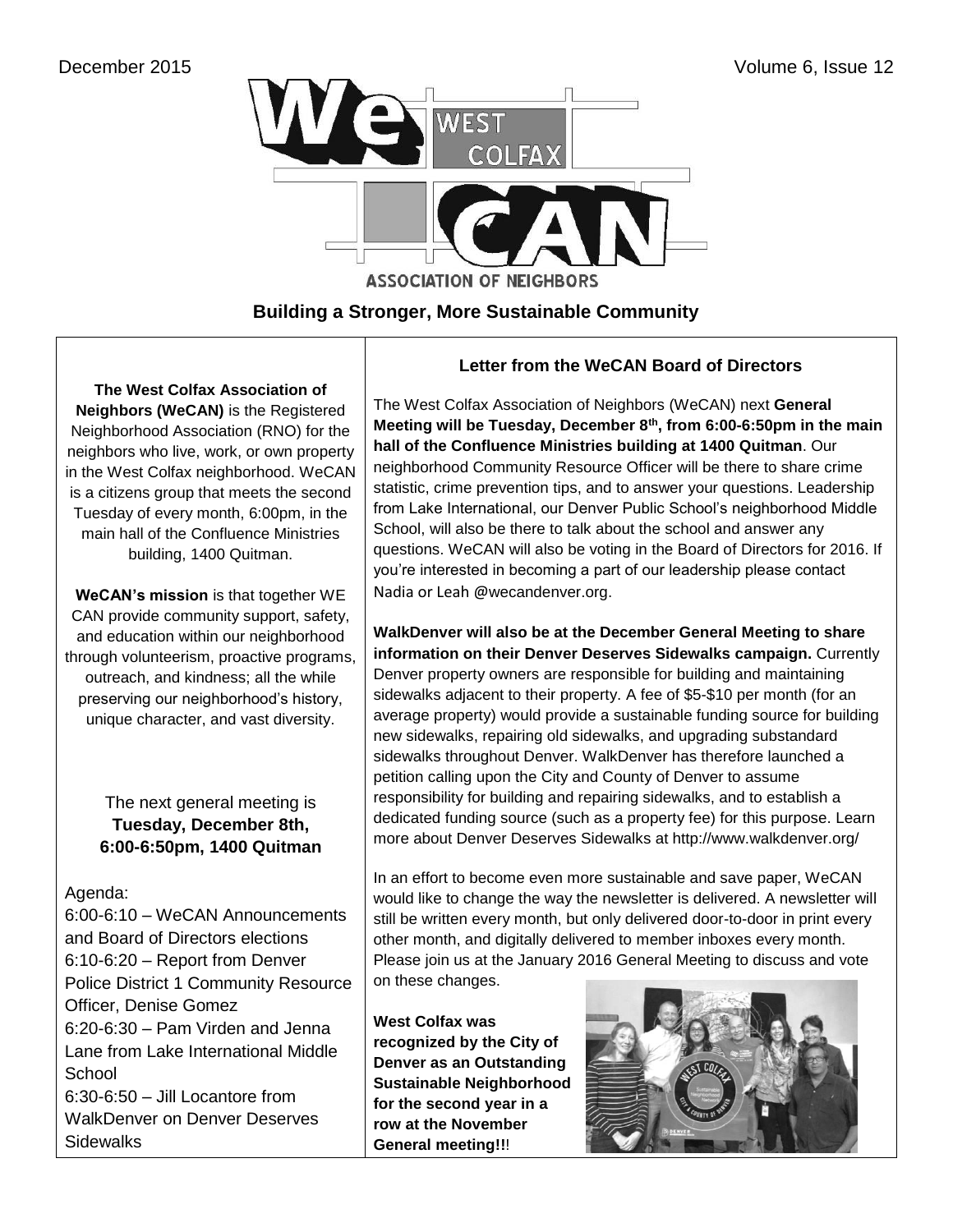December 2015 Volume 6, Issue 12

# We West Colfax CAN — Association of Neighbors

## Building a Stronger, More Sustainable Community

**The West Colfax Association of Neighbors (WeCAN)** is the Registered Neighborhood Association (RNO) for the neighbors who live, work, or own property in the West Colfax neighborhood. WeCAN is a citizens group that meets the second Tuesday of every month, 6:00pm, in the main hall of the Confluence Ministries building, 1400 Quitman.

**WeCAN's mission** is that together WE CAN provide community support, safety, and education within our neighborhood through volunteerism, proactive programs, outreach, and kindness; all the while preserving our neighborhood's history, unique character, and vast diversity.

The next general meeting is **Tuesday, December 8th, 6:00-6:50pm, 1400 Quitman**

Agenda:

6:00-6:10 – WeCAN Announcements and Board of Directors elections

6:10-6:20 – Report from Denver Police District 1 Community Resource Officer, Denise Gomez

6:20-6:30 – Pam Virden and Jenna Lane from Lake International Middle School

6:30-6:50 – Jill Locantore from WalkDenver on Denver Deserves Sidewalks

### Letter from the WeCAN Board of Directors

The West Colfax Association of Neighbors (WeCAN) next **General Meeting will be Tuesday, December 8th, from 6:00-6:50pm in the main hall of the Confluence Ministries building at 1400 Quitman**. Our neighborhood Community Resource Officer will be there to share crime statistic, crime prevention tips, and to answer your questions. Leadership from Lake International, our Denver Public School's neighborhood Middle School, will also be there to talk about the school and answer any questions. WeCAN will also be voting in the Board of Directors for 2016. If you're interested in becoming a part of our leadership please contact Nadia or Leah @wecandenver.org.

**WalkDenver will also be at the December General Meeting to share information on their Denver Deserves Sidewalks campaign.** Currently Denver property owners are responsible for building and maintaining sidewalks adjacent to their property. A fee of $5-$10 per month (for an average property) would provide a sustainable funding source for building new sidewalks, repairing old sidewalks, and upgrading substandard sidewalks throughout Denver. WalkDenver has therefore launched a petition calling upon the City and County of Denver to assume responsibility for building and repairing sidewalks, and to establish a dedicated funding source (such as a property fee) for this purpose. Learn more about Denver Deserves Sidewalks at http://www.walkdenver.org/

In an effort to become even more sustainable and save paper, WeCAN would like to change the way the newsletter is delivered. A newsletter will still be written every month, but only delivered door-to-door in print every other month, and digitally delivered to member inboxes every month. Please join us at the January 2016 General Meeting to discuss and vote on these changes.

**West Colfax was recognized by the City of Denver as an Outstanding Sustainable Neighborhood for the second year in a row at the November General meeting!!!**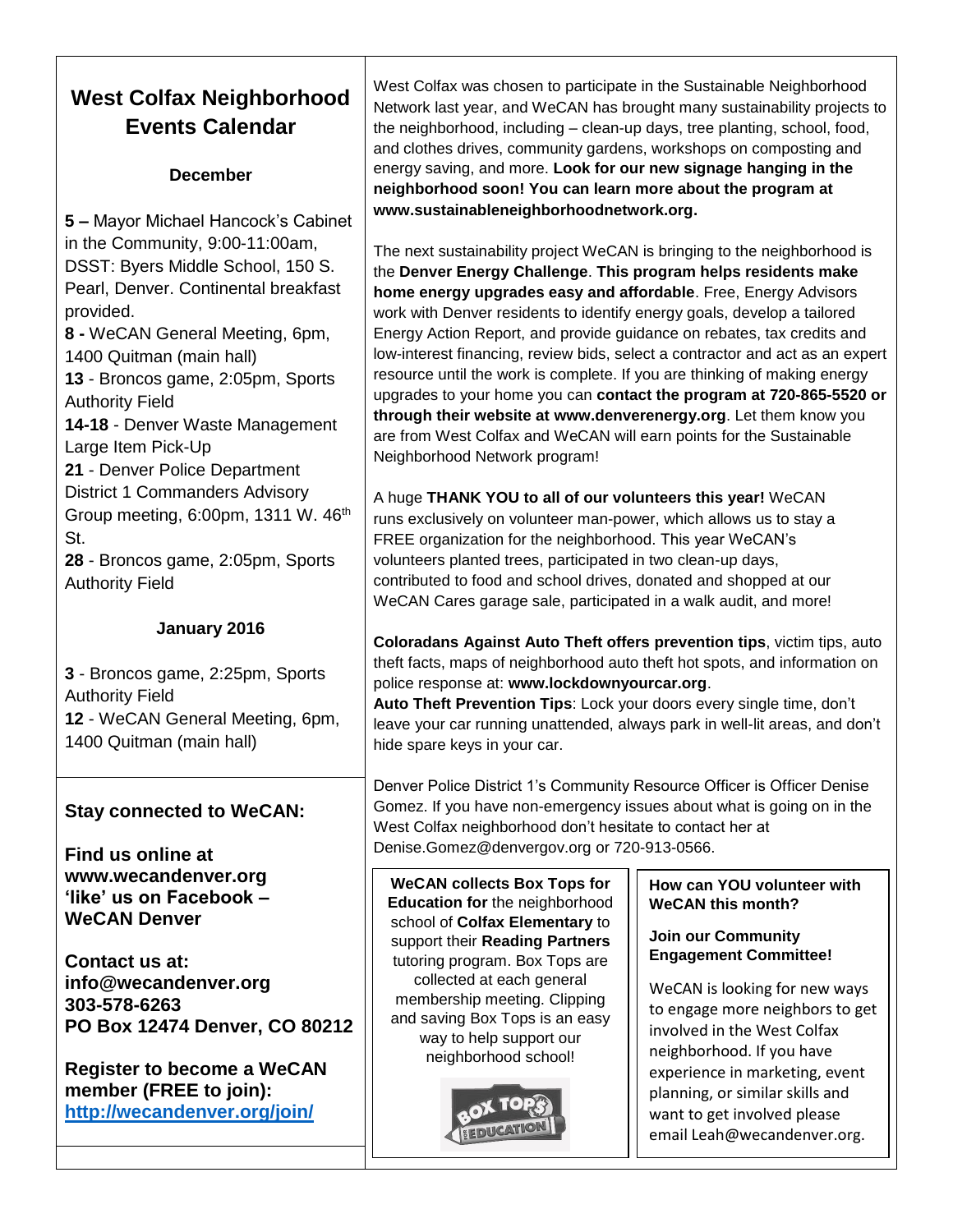## West Colfax Neighborhood Events Calendar

### December

**5 –** Mayor Michael Hancock's Cabinet in the Community, 9:00-11:00am, DSST: Byers Middle School, 150 S. Pearl, Denver. Continental breakfast provided.
**8 -** WeCAN General Meeting, 6pm, 1400 Quitman (main hall)
**13** - Broncos game, 2:05pm, Sports Authority Field
**14-18** - Denver Waste Management Large Item Pick-Up
**21** - Denver Police Department District 1 Commanders Advisory Group meeting, 6:00pm, 1311 W. 46th St.
**28** - Broncos game, 2:05pm, Sports Authority Field

### January 2016

**3** - Broncos game, 2:25pm, Sports Authority Field
**12** - WeCAN General Meeting, 6pm, 1400 Quitman (main hall)

### Stay connected to WeCAN:

**Find us online at www.wecandenver.org**
**'like' us on Facebook – WeCAN Denver**

**Contact us at:**
**info@wecandenver.org**
**303-578-6263**
**PO Box 12474 Denver, CO 80212**

**Register to become a WeCAN member (FREE to join):**
**http://wecandenver.org/join/**

West Colfax was chosen to participate in the Sustainable Neighborhood Network last year, and WeCAN has brought many sustainability projects to the neighborhood, including – clean-up days, tree planting, school, food, and clothes drives, community gardens, workshops on composting and energy saving, and more. **Look for our new signage hanging in the neighborhood soon! You can learn more about the program at www.sustainableneighborhoodnetwork.org.**

The next sustainability project WeCAN is bringing to the neighborhood is the **Denver Energy Challenge**. **This program helps residents make home energy upgrades easy and affordable**. Free, Energy Advisors work with Denver residents to identify energy goals, develop a tailored Energy Action Report, and provide guidance on rebates, tax credits and low-interest financing, review bids, select a contractor and act as an expert resource until the work is complete. If you are thinking of making energy upgrades to your home you can **contact the program at 720-865-5520 or through their website at www.denverenergy.org**. Let them know you are from West Colfax and WeCAN will earn points for the Sustainable Neighborhood Network program!

A huge **THANK YOU to all of our volunteers this year!** WeCAN runs exclusively on volunteer man-power, which allows us to stay a FREE organization for the neighborhood. This year WeCAN's volunteers planted trees, participated in two clean-up days, contributed to food and school drives, donated and shopped at our WeCAN Cares garage sale, participated in a walk audit, and more!

**Coloradans Against Auto Theft offers prevention tips**, victim tips, auto theft facts, maps of neighborhood auto theft hot spots, and information on police response at: **www.lockdownyourcar.org**.
**Auto Theft Prevention Tips**: Lock your doors every single time, don't leave your car running unattended, always park in well-lit areas, and don't hide spare keys in your car.

Denver Police District 1's Community Resource Officer is Officer Denise Gomez. If you have non-emergency issues about what is going on in the West Colfax neighborhood don't hesitate to contact her at Denise.Gomez@denvergov.org or 720-913-0566.

**WeCAN collects Box Tops for Education for** the neighborhood school of **Colfax Elementary** to support their **Reading Partners** tutoring program. Box Tops are collected at each general membership meeting. Clipping and saving Box Tops is an easy way to help support our neighborhood school!

**How can YOU volunteer with WeCAN this month?**

**Join our Community Engagement Committee!**

WeCAN is looking for new ways to engage more neighbors to get involved in the West Colfax neighborhood. If you have experience in marketing, event planning, or similar skills and want to get involved please email Leah@wecandenver.org.